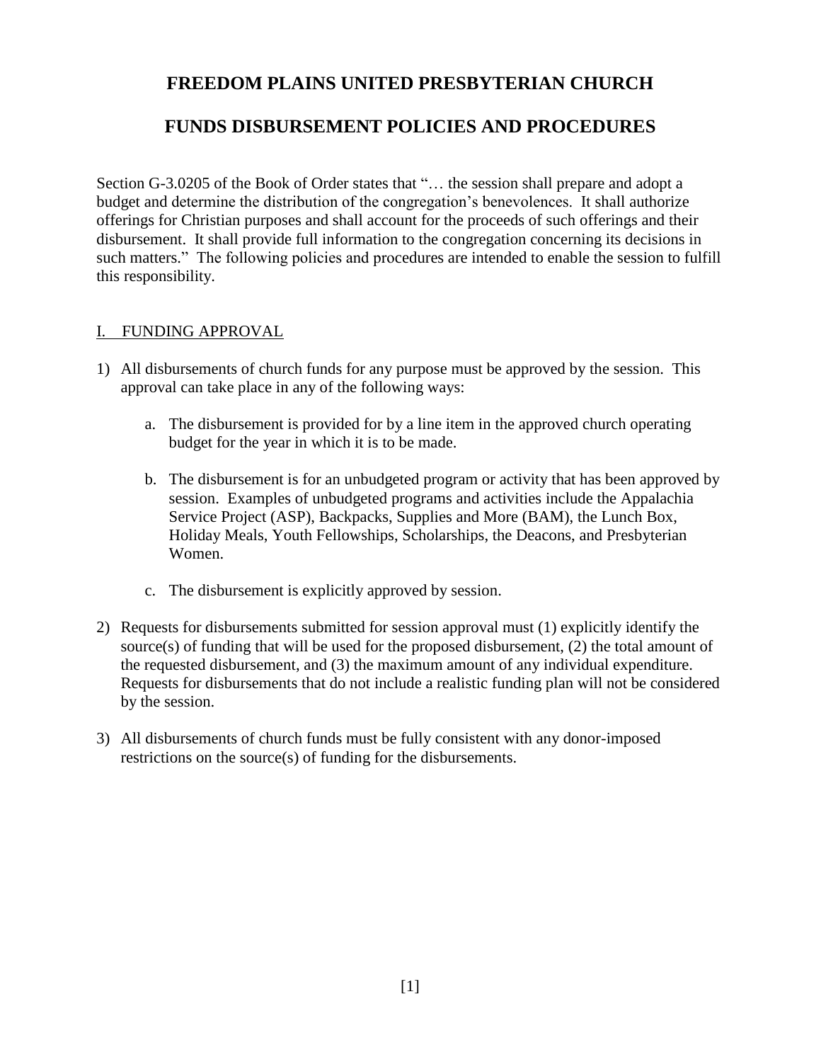# FREEDOM PLAINS UNITED PRESBYTERIAN CHURCH

# FUNDS DISBURSEMENT POLICIES AND PROCEDURES

Section G-3.0205 of the Book of Order states that "… the session shall prepare and adopt a budget and determine the distribution of the congregation's benevolences. It shall authorize offerings for Christian purposes and shall account for the proceeds of such offerings and their disbursement. It shall provide full information to the congregation concerning its decisions in such matters." The following policies and procedures are intended to enable the session to fulfill this responsibility.

## I. FUNDING APPROVAL

1) All disbursements of church funds for any purpose must be approved by the session. This approval can take place in any of the following ways:

    a. The disbursement is provided for by a line item in the approved church operating budget for the year in which it is to be made.

    b. The disbursement is for an unbudgeted program or activity that has been approved by session. Examples of unbudgeted programs and activities include the Appalachia Service Project (ASP), Backpacks, Supplies and More (BAM), the Lunch Box, Holiday Meals, Youth Fellowships, Scholarships, the Deacons, and Presbyterian Women.

    c. The disbursement is explicitly approved by session.

2) Requests for disbursements submitted for session approval must (1) explicitly identify the source(s) of funding that will be used for the proposed disbursement, (2) the total amount of the requested disbursement, and (3) the maximum amount of any individual expenditure. Requests for disbursements that do not include a realistic funding plan will not be considered by the session.

3) All disbursements of church funds must be fully consistent with any donor-imposed restrictions on the source(s) of funding for the disbursements.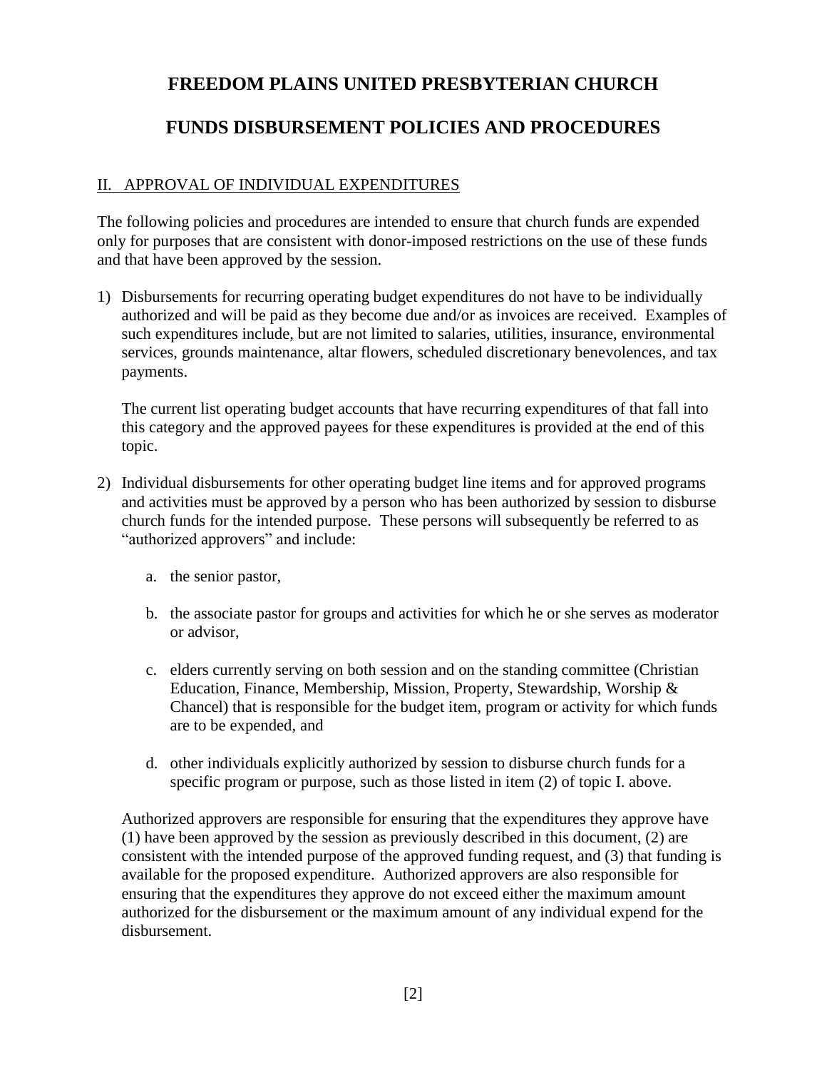# FREEDOM PLAINS UNITED PRESBYTERIAN CHURCH

# FUNDS DISBURSEMENT POLICIES AND PROCEDURES

## II. APPROVAL OF INDIVIDUAL EXPENDITURES

The following policies and procedures are intended to ensure that church funds are expended only for purposes that are consistent with donor-imposed restrictions on the use of these funds and that have been approved by the session.

1) Disbursements for recurring operating budget expenditures do not have to be individually authorized and will be paid as they become due and/or as invoices are received. Examples of such expenditures include, but are not limited to salaries, utilities, insurance, environmental services, grounds maintenance, altar flowers, scheduled discretionary benevolences, and tax payments.

   The current list operating budget accounts that have recurring expenditures of that fall into this category and the approved payees for these expenditures is provided at the end of this topic.

2) Individual disbursements for other operating budget line items and for approved programs and activities must be approved by a person who has been authorized by session to disburse church funds for the intended purpose. These persons will subsequently be referred to as "authorized approvers" and include:

   a. the senior pastor,

   b. the associate pastor for groups and activities for which he or she serves as moderator or advisor,

   c. elders currently serving on both session and on the standing committee (Christian Education, Finance, Membership, Mission, Property, Stewardship, Worship & Chancel) that is responsible for the budget item, program or activity for which funds are to be expended, and

   d. other individuals explicitly authorized by session to disburse church funds for a specific program or purpose, such as those listed in item (2) of topic I. above.

   Authorized approvers are responsible for ensuring that the expenditures they approve have (1) have been approved by the session as previously described in this document, (2) are consistent with the intended purpose of the approved funding request, and (3) that funding is available for the proposed expenditure. Authorized approvers are also responsible for ensuring that the expenditures they approve do not exceed either the maximum amount authorized for the disbursement or the maximum amount of any individual expend for the disbursement.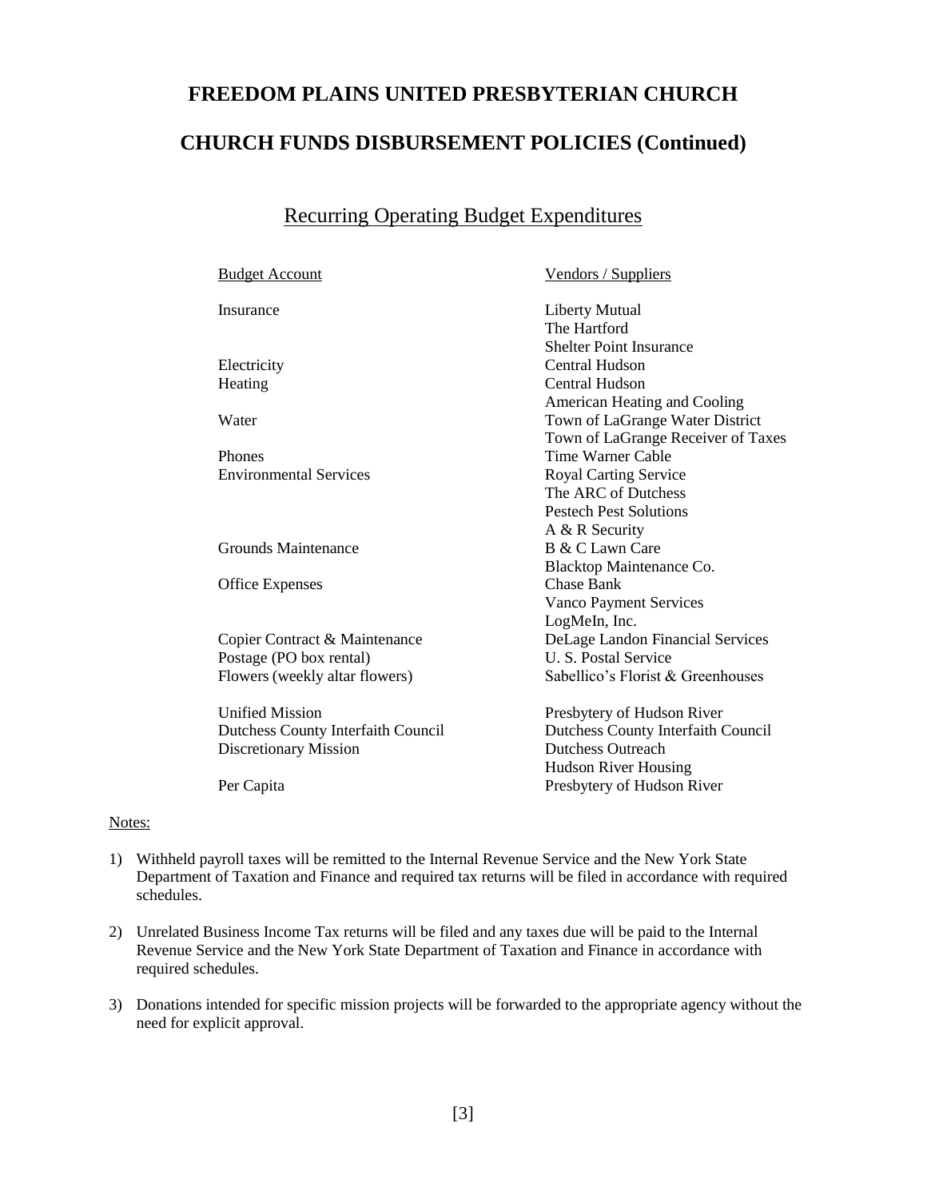# FREEDOM PLAINS UNITED PRESBYTERIAN CHURCH

# CHURCH FUNDS DISBURSEMENT POLICIES (Continued)

## Recurring Operating Budget Expenditures

| Budget Account | Vendors / Suppliers |
| --- | --- |
| Insurance | Liberty Mutual |
| | The Hartford |
| | Shelter Point Insurance |
| Electricity | Central Hudson |
| Heating | Central Hudson |
| | American Heating and Cooling |
| Water | Town of LaGrange Water District |
| | Town of LaGrange Receiver of Taxes |
| Phones | Time Warner Cable |
| Environmental Services | Royal Carting Service |
| | The ARC of Dutchess |
| | Pestech Pest Solutions |
| | A & R Security |
| Grounds Maintenance | B & C Lawn Care |
| | Blacktop Maintenance Co. |
| Office Expenses | Chase Bank |
| | Vanco Payment Services |
| | LogMeIn, Inc. |
| Copier Contract & Maintenance | DeLage Landon Financial Services |
| Postage (PO box rental) | U. S. Postal Service |
| Flowers (weekly altar flowers) | Sabellico's Florist & Greenhouses |
| Unified Mission | Presbytery of Hudson River |
| Dutchess County Interfaith Council | Dutchess County Interfaith Council |
| Discretionary Mission | Dutchess Outreach |
| | Hudson River Housing |
| Per Capita | Presbytery of Hudson River |

Notes:

1) Withheld payroll taxes will be remitted to the Internal Revenue Service and the New York State Department of Taxation and Finance and required tax returns will be filed in accordance with required schedules.

2) Unrelated Business Income Tax returns will be filed and any taxes due will be paid to the Internal Revenue Service and the New York State Department of Taxation and Finance in accordance with required schedules.

3) Donations intended for specific mission projects will be forwarded to the appropriate agency without the need for explicit approval.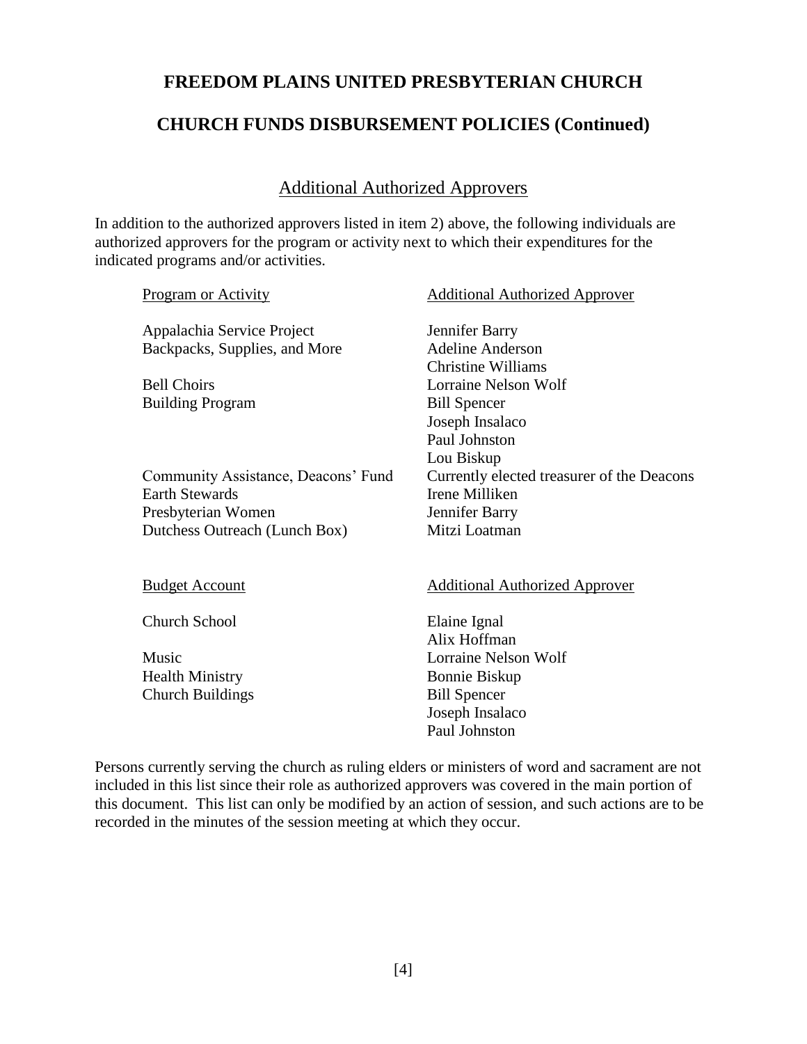# FREEDOM PLAINS UNITED PRESBYTERIAN CHURCH

## CHURCH FUNDS DISBURSEMENT POLICIES (Continued)

### Additional Authorized Approvers

In addition to the authorized approvers listed in item 2) above, the following individuals are authorized approvers for the program or activity next to which their expenditures for the indicated programs and/or activities.

| Program or Activity | Additional Authorized Approver |
| --- | --- |
| Appalachia Service Project | Jennifer Barry |
| Backpacks, Supplies, and More | Adeline Anderson |
| | Christine Williams |
| Bell Choirs | Lorraine Nelson Wolf |
| Building Program | Bill Spencer |
| | Joseph Insalaco |
| | Paul Johnston |
| | Lou Biskup |
| Community Assistance, Deacons' Fund | Currently elected treasurer of the Deacons |
| Earth Stewards | Irene Milliken |
| Presbyterian Women | Jennifer Barry |
| Dutchess Outreach (Lunch Box) | Mitzi Loatman |

| Budget Account | Additional Authorized Approver |
| --- | --- |
| Church School | Elaine Ignal |
| | Alix Hoffman |
| Music | Lorraine Nelson Wolf |
| Health Ministry | Bonnie Biskup |
| Church Buildings | Bill Spencer |
| | Joseph Insalaco |
| | Paul Johnston |

Persons currently serving the church as ruling elders or ministers of word and sacrament are not included in this list since their role as authorized approvers was covered in the main portion of this document. This list can only be modified by an action of session, and such actions are to be recorded in the minutes of the session meeting at which they occur.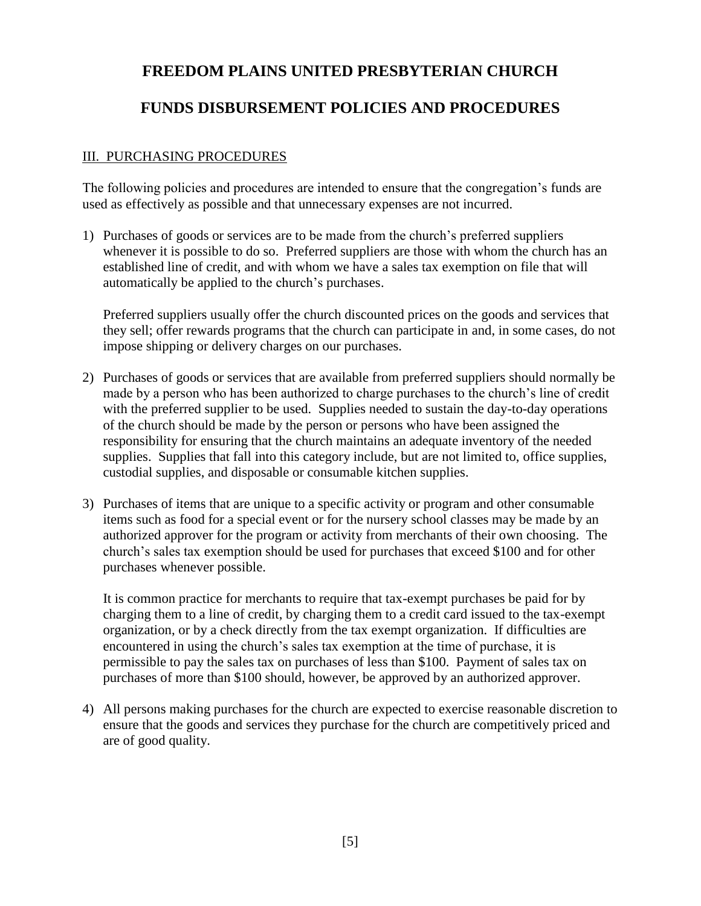# FREEDOM PLAINS UNITED PRESBYTERIAN CHURCH

# FUNDS DISBURSEMENT POLICIES AND PROCEDURES

## III. PURCHASING PROCEDURES

The following policies and procedures are intended to ensure that the congregation's funds are used as effectively as possible and that unnecessary expenses are not incurred.

1) Purchases of goods or services are to be made from the church's preferred suppliers whenever it is possible to do so. Preferred suppliers are those with whom the church has an established line of credit, and with whom we have a sales tax exemption on file that will automatically be applied to the church's purchases.

   Preferred suppliers usually offer the church discounted prices on the goods and services that they sell; offer rewards programs that the church can participate in and, in some cases, do not impose shipping or delivery charges on our purchases.

2) Purchases of goods or services that are available from preferred suppliers should normally be made by a person who has been authorized to charge purchases to the church's line of credit with the preferred supplier to be used. Supplies needed to sustain the day-to-day operations of the church should be made by the person or persons who have been assigned the responsibility for ensuring that the church maintains an adequate inventory of the needed supplies. Supplies that fall into this category include, but are not limited to, office supplies, custodial supplies, and disposable or consumable kitchen supplies.

3) Purchases of items that are unique to a specific activity or program and other consumable items such as food for a special event or for the nursery school classes may be made by an authorized approver for the program or activity from merchants of their own choosing. The church's sales tax exemption should be used for purchases that exceed $100 and for other purchases whenever possible.

   It is common practice for merchants to require that tax-exempt purchases be paid for by charging them to a line of credit, by charging them to a credit card issued to the tax-exempt organization, or by a check directly from the tax exempt organization. If difficulties are encountered in using the church's sales tax exemption at the time of purchase, it is permissible to pay the sales tax on purchases of less than $100. Payment of sales tax on purchases of more than $100 should, however, be approved by an authorized approver.

4) All persons making purchases for the church are expected to exercise reasonable discretion to ensure that the goods and services they purchase for the church are competitively priced and are of good quality.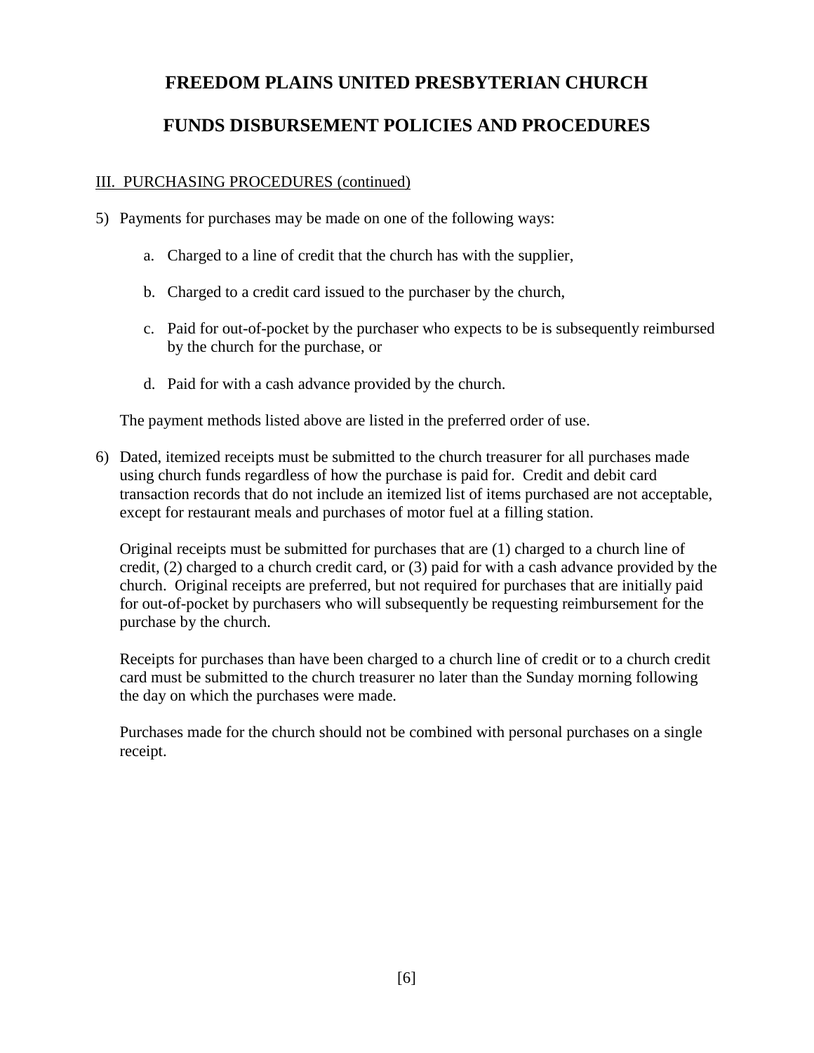# FREEDOM PLAINS UNITED PRESBYTERIAN CHURCH

## FUNDS DISBURSEMENT POLICIES AND PROCEDURES

III. PURCHASING PROCEDURES (continued)

5) Payments for purchases may be made on one of the following ways:

   a. Charged to a line of credit that the church has with the supplier,

   b. Charged to a credit card issued to the purchaser by the church,

   c. Paid for out-of-pocket by the purchaser who expects to be is subsequently reimbursed by the church for the purchase, or

   d. Paid for with a cash advance provided by the church.

   The payment methods listed above are listed in the preferred order of use.

6) Dated, itemized receipts must be submitted to the church treasurer for all purchases made using church funds regardless of how the purchase is paid for. Credit and debit card transaction records that do not include an itemized list of items purchased are not acceptable, except for restaurant meals and purchases of motor fuel at a filling station.

   Original receipts must be submitted for purchases that are (1) charged to a church line of credit, (2) charged to a church credit card, or (3) paid for with a cash advance provided by the church. Original receipts are preferred, but not required for purchases that are initially paid for out-of-pocket by purchasers who will subsequently be requesting reimbursement for the purchase by the church.

   Receipts for purchases than have been charged to a church line of credit or to a church credit card must be submitted to the church treasurer no later than the Sunday morning following the day on which the purchases were made.

   Purchases made for the church should not be combined with personal purchases on a single receipt.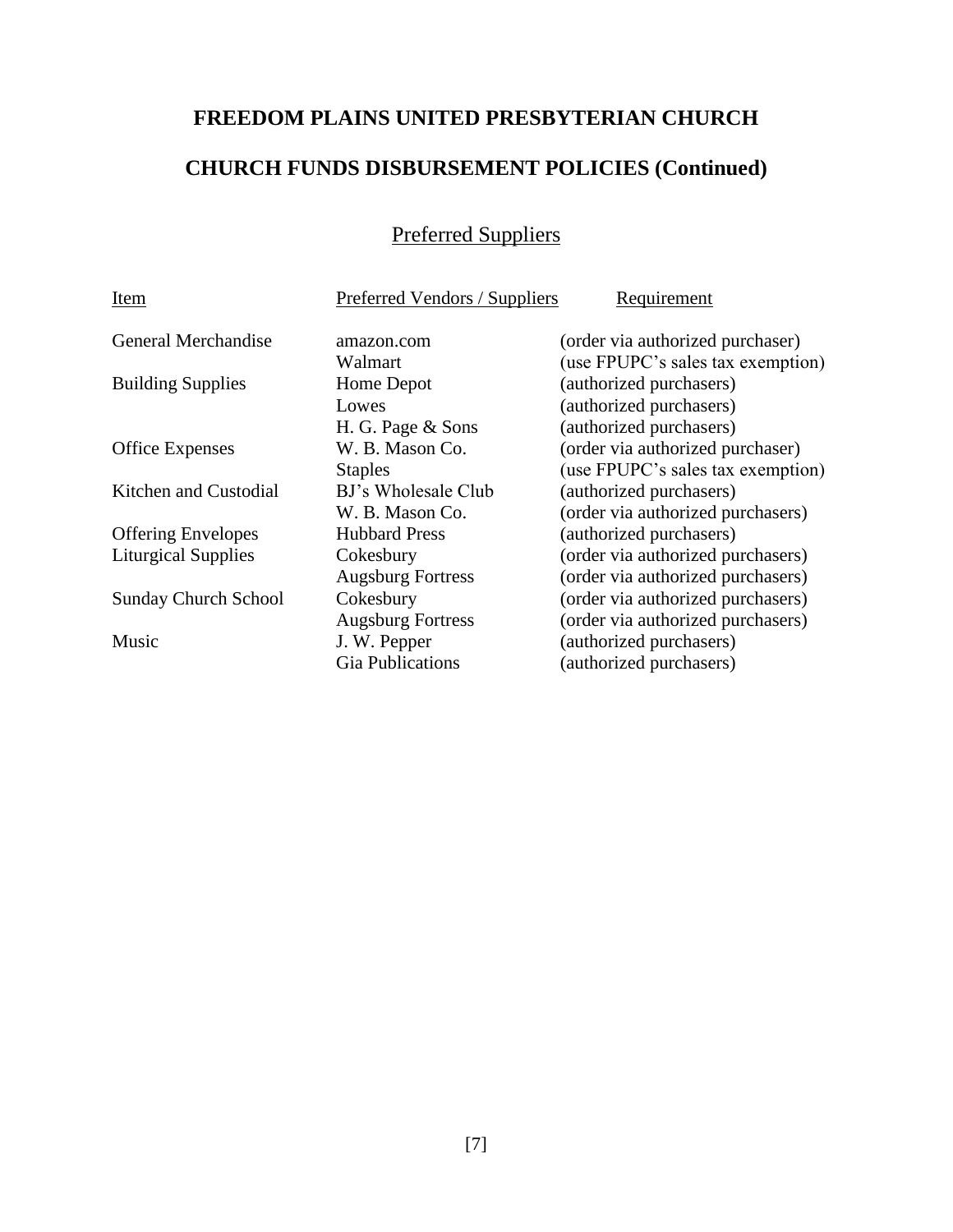# FREEDOM PLAINS UNITED PRESBYTERIAN CHURCH

## CHURCH FUNDS DISBURSEMENT POLICIES (Continued)

### Preferred Suppliers

| Item | Preferred Vendors / Suppliers | Requirement |
|---|---|---|
| General Merchandise | amazon.com | (order via authorized purchaser) |
| | Walmart | (use FPUPC's sales tax exemption) |
| Building Supplies | Home Depot | (authorized purchasers) |
| | Lowes | (authorized purchasers) |
| | H. G. Page & Sons | (authorized purchasers) |
| Office Expenses | W. B. Mason Co. | (order via authorized purchaser) |
| | Staples | (use FPUPC's sales tax exemption) |
| Kitchen and Custodial | BJ's Wholesale Club | (authorized purchasers) |
| | W. B. Mason Co. | (order via authorized purchasers) |
| Offering Envelopes | Hubbard Press | (authorized purchasers) |
| Liturgical Supplies | Cokesbury | (order via authorized purchasers) |
| | Augsburg Fortress | (order via authorized purchasers) |
| Sunday Church School | Cokesbury | (order via authorized purchasers) |
| | Augsburg Fortress | (order via authorized purchasers) |
| Music | J. W. Pepper | (authorized purchasers) |
| | Gia Publications | (authorized purchasers) |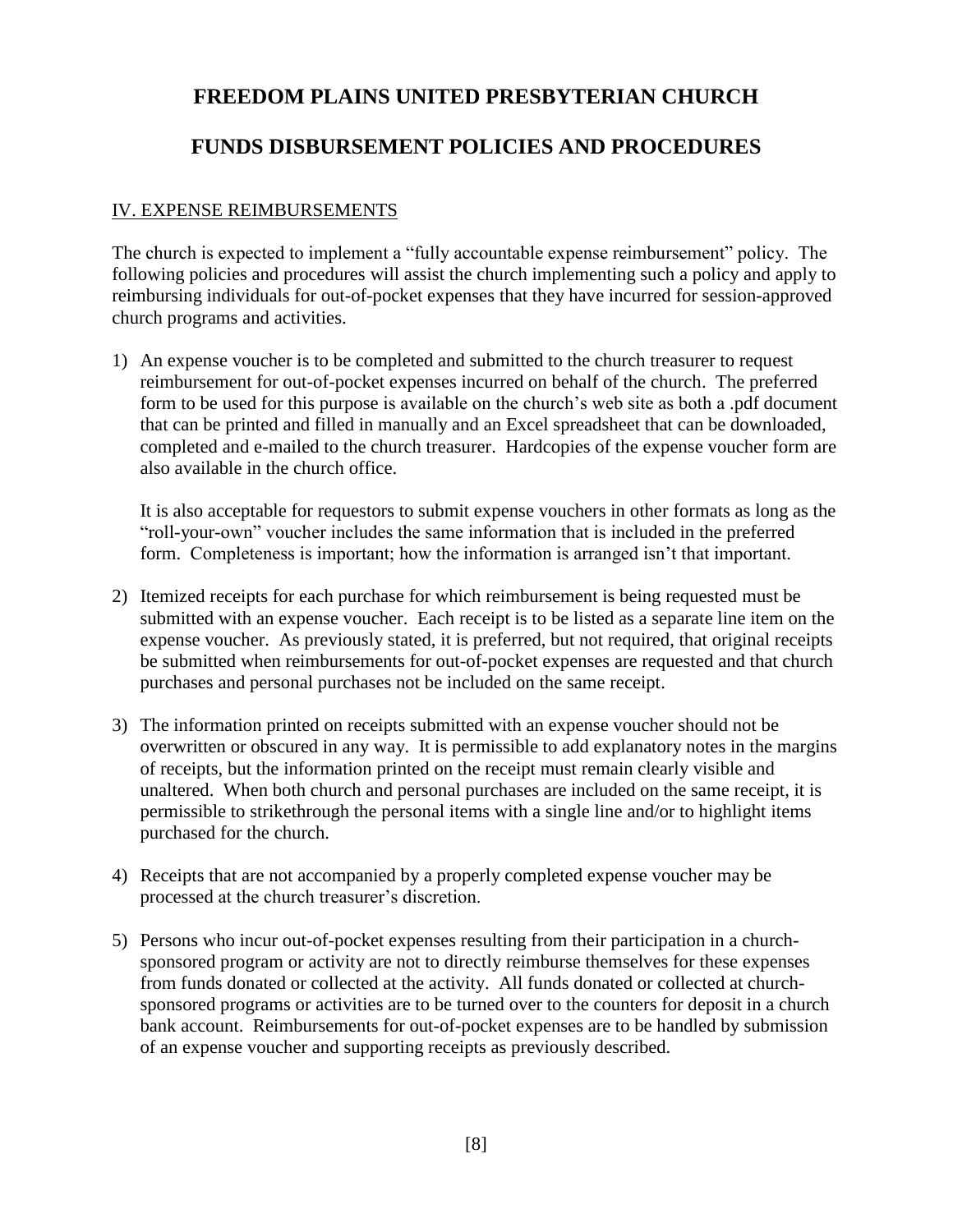# FREEDOM PLAINS UNITED PRESBYTERIAN CHURCH

# FUNDS DISBURSEMENT POLICIES AND PROCEDURES

## IV. EXPENSE REIMBURSEMENTS

The church is expected to implement a "fully accountable expense reimbursement" policy. The following policies and procedures will assist the church implementing such a policy and apply to reimbursing individuals for out-of-pocket expenses that they have incurred for session-approved church programs and activities.

1) An expense voucher is to be completed and submitted to the church treasurer to request reimbursement for out-of-pocket expenses incurred on behalf of the church. The preferred form to be used for this purpose is available on the church's web site as both a .pdf document that can be printed and filled in manually and an Excel spreadsheet that can be downloaded, completed and e-mailed to the church treasurer. Hardcopies of the expense voucher form are also available in the church office.

   It is also acceptable for requestors to submit expense vouchers in other formats as long as the "roll-your-own" voucher includes the same information that is included in the preferred form. Completeness is important; how the information is arranged isn't that important.

2) Itemized receipts for each purchase for which reimbursement is being requested must be submitted with an expense voucher. Each receipt is to be listed as a separate line item on the expense voucher. As previously stated, it is preferred, but not required, that original receipts be submitted when reimbursements for out-of-pocket expenses are requested and that church purchases and personal purchases not be included on the same receipt.

3) The information printed on receipts submitted with an expense voucher should not be overwritten or obscured in any way. It is permissible to add explanatory notes in the margins of receipts, but the information printed on the receipt must remain clearly visible and unaltered. When both church and personal purchases are included on the same receipt, it is permissible to strikethrough the personal items with a single line and/or to highlight items purchased for the church.

4) Receipts that are not accompanied by a properly completed expense voucher may be processed at the church treasurer's discretion.

5) Persons who incur out-of-pocket expenses resulting from their participation in a church-sponsored program or activity are not to directly reimburse themselves for these expenses from funds donated or collected at the activity. All funds donated or collected at church-sponsored programs or activities are to be turned over to the counters for deposit in a church bank account. Reimbursements for out-of-pocket expenses are to be handled by submission of an expense voucher and supporting receipts as previously described.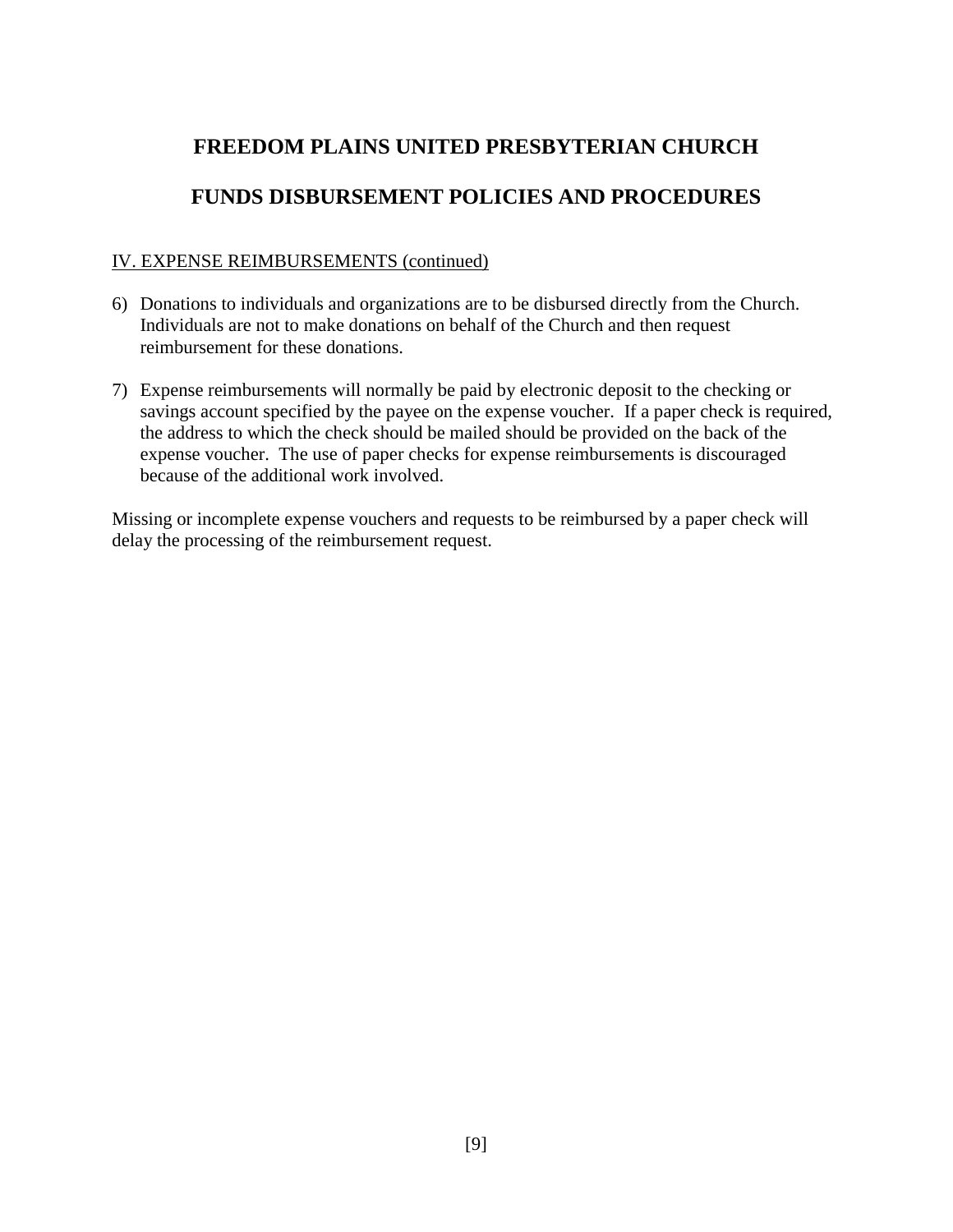# FREEDOM PLAINS UNITED PRESBYTERIAN CHURCH

# FUNDS DISBURSEMENT POLICIES AND PROCEDURES

<u>IV. EXPENSE REIMBURSEMENTS (continued)</u>

6) Donations to individuals and organizations are to be disbursed directly from the Church. Individuals are not to make donations on behalf of the Church and then request reimbursement for these donations.

7) Expense reimbursements will normally be paid by electronic deposit to the checking or savings account specified by the payee on the expense voucher. If a paper check is required, the address to which the check should be mailed should be provided on the back of the expense voucher. The use of paper checks for expense reimbursements is discouraged because of the additional work involved.

Missing or incomplete expense vouchers and requests to be reimbursed by a paper check will delay the processing of the reimbursement request.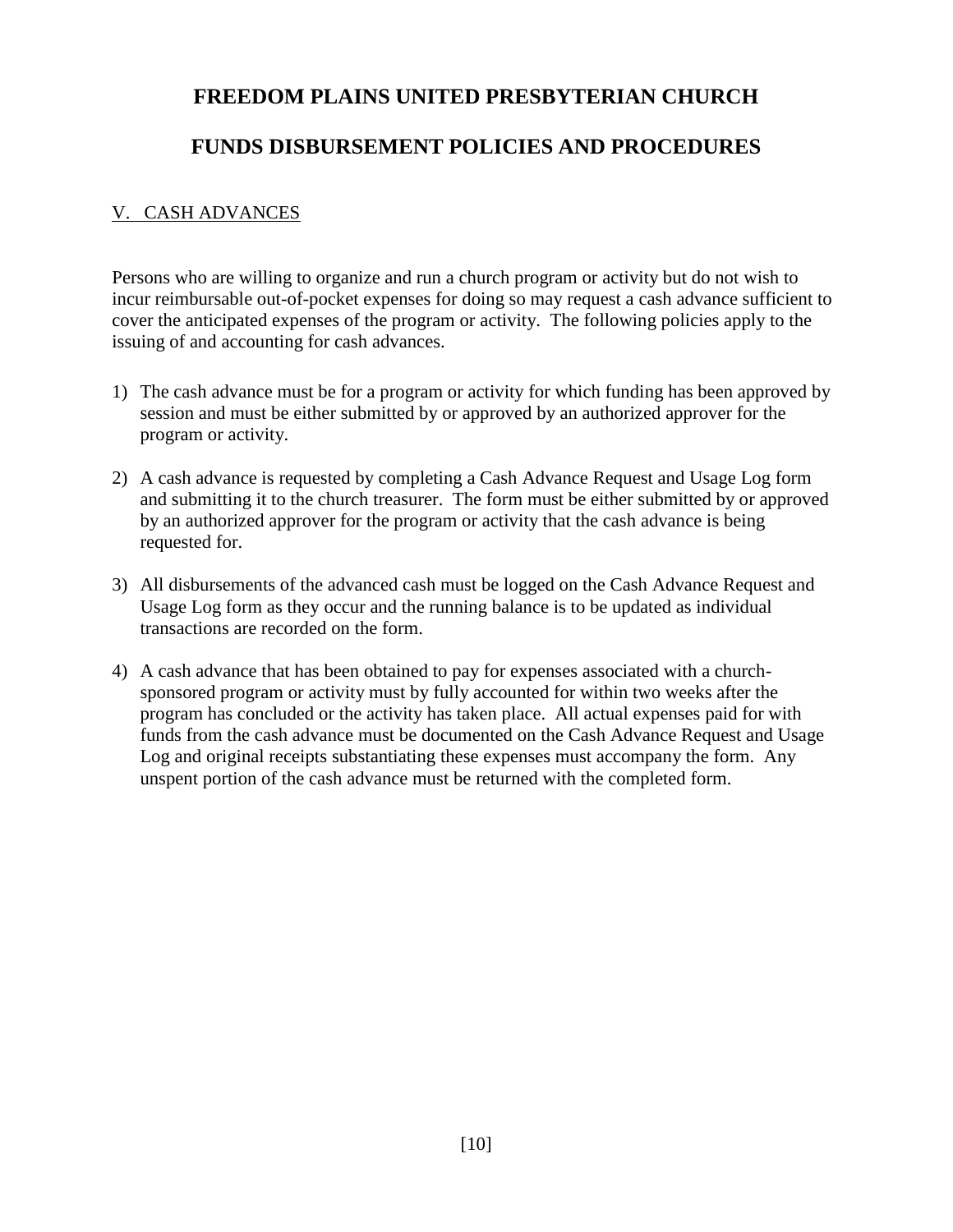# FREEDOM PLAINS UNITED PRESBYTERIAN CHURCH

# FUNDS DISBURSEMENT POLICIES AND PROCEDURES

## V. CASH ADVANCES

Persons who are willing to organize and run a church program or activity but do not wish to incur reimbursable out-of-pocket expenses for doing so may request a cash advance sufficient to cover the anticipated expenses of the program or activity. The following policies apply to the issuing of and accounting for cash advances.

1) The cash advance must be for a program or activity for which funding has been approved by session and must be either submitted by or approved by an authorized approver for the program or activity.

2) A cash advance is requested by completing a Cash Advance Request and Usage Log form and submitting it to the church treasurer. The form must be either submitted by or approved by an authorized approver for the program or activity that the cash advance is being requested for.

3) All disbursements of the advanced cash must be logged on the Cash Advance Request and Usage Log form as they occur and the running balance is to be updated as individual transactions are recorded on the form.

4) A cash advance that has been obtained to pay for expenses associated with a church-sponsored program or activity must by fully accounted for within two weeks after the program has concluded or the activity has taken place. All actual expenses paid for with funds from the cash advance must be documented on the Cash Advance Request and Usage Log and original receipts substantiating these expenses must accompany the form. Any unspent portion of the cash advance must be returned with the completed form.